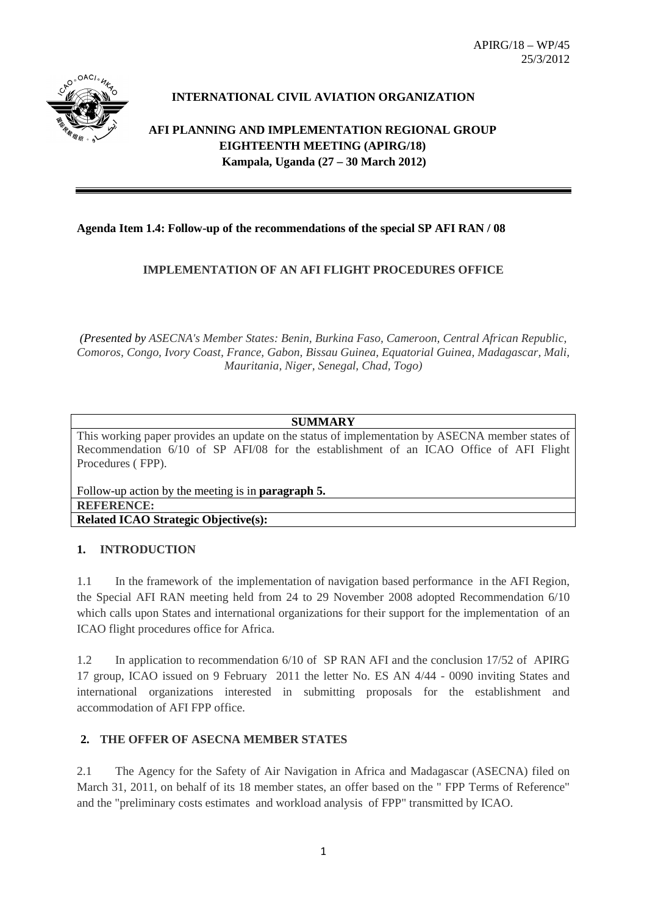APIRG/18 – WP/45
25/3/2012

**INTERNATIONAL CIVIL AVIATION ORGANIZATION**

**AFI PLANNING AND IMPLEMENTATION REGIONAL GROUP**
**EIGHTEENTH MEETING (APIRG/18)**
**Kampala, Uganda (27 – 30 March 2012)**

---

**Agenda Item 1.4: Follow-up of the recommendations of the special SP AFI RAN / 08**

**IMPLEMENTATION OF AN AFI FLIGHT PROCEDURES OFFICE**

*(Presented by ASECNA's Member States: Benin, Burkina Faso, Cameroon, Central African Republic, Comoros, Congo, Ivory Coast, France, Gabon, Bissau Guinea, Equatorial Guinea, Madagascar, Mali, Mauritania, Niger, Senegal, Chad, Togo)*

| **SUMMARY** |
|---|
| This working paper provides an update on the status of implementation by ASECNA member states of Recommendation 6/10 of SP AFI/08 for the establishment of an ICAO Office of AFI Flight Procedures ( FPP).<br><br>Follow-up action by the meeting is in **paragraph 5.** |
| **REFERENCE:** |
| **Related ICAO Strategic Objective(s):** |

## 1. INTRODUCTION

1.1 In the framework of the implementation of navigation based performance in the AFI Region, the Special AFI RAN meeting held from 24 to 29 November 2008 adopted Recommendation 6/10 which calls upon States and international organizations for their support for the implementation of an ICAO flight procedures office for Africa.

1.2 In application to recommendation 6/10 of SP RAN AFI and the conclusion 17/52 of APIRG 17 group, ICAO issued on 9 February 2011 the letter No. ES AN 4/44 - 0090 inviting States and international organizations interested in submitting proposals for the establishment and accommodation of AFI FPP office.

## 2. THE OFFER OF ASECNA MEMBER STATES

2.1 The Agency for the Safety of Air Navigation in Africa and Madagascar (ASECNA) filed on March 31, 2011, on behalf of its 18 member states, an offer based on the " FPP Terms of Reference" and the "preliminary costs estimates and workload analysis of FPP" transmitted by ICAO.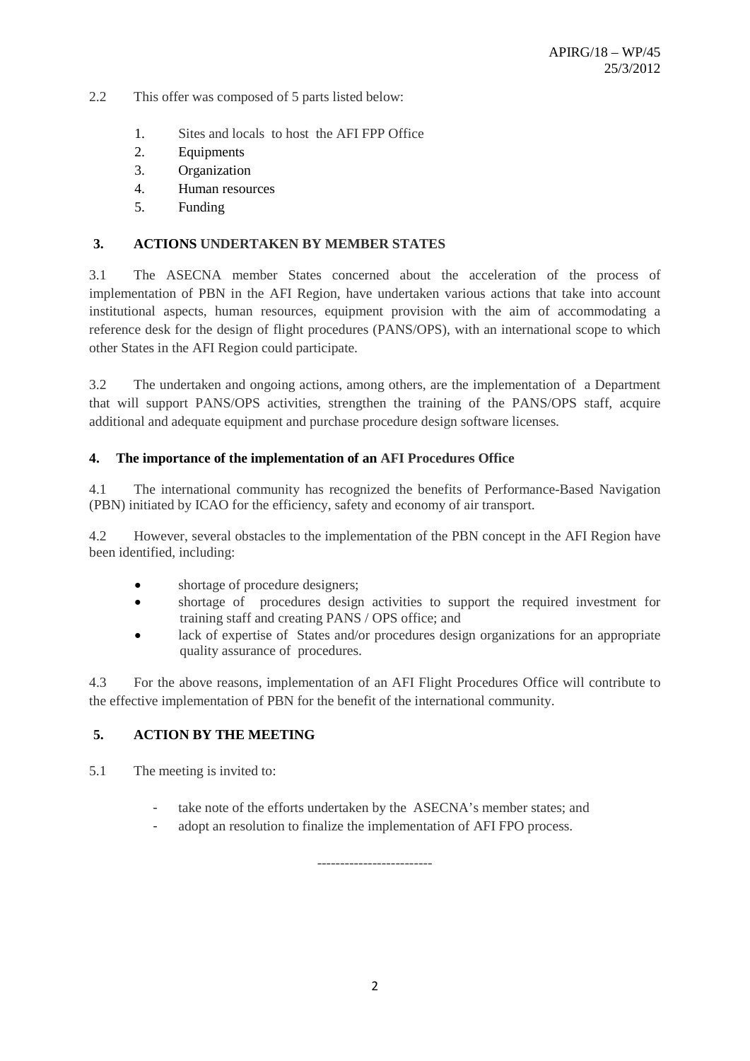2.2 This offer was composed of 5 parts listed below:

1. Sites and locals to host the AFI FPP Office
2. Equipments
3. Organization
4. Human resources
5. Funding

## 3. ACTIONS UNDERTAKEN BY MEMBER STATES

3.1 The ASECNA member States concerned about the acceleration of the process of implementation of PBN in the AFI Region, have undertaken various actions that take into account institutional aspects, human resources, equipment provision with the aim of accommodating a reference desk for the design of flight procedures (PANS/OPS), with an international scope to which other States in the AFI Region could participate.

3.2 The undertaken and ongoing actions, among others, are the implementation of a Department that will support PANS/OPS activities, strengthen the training of the PANS/OPS staff, acquire additional and adequate equipment and purchase procedure design software licenses.

## 4. The importance of the implementation of an AFI Procedures Office

4.1 The international community has recognized the benefits of Performance-Based Navigation (PBN) initiated by ICAO for the efficiency, safety and economy of air transport.

4.2 However, several obstacles to the implementation of the PBN concept in the AFI Region have been identified, including:

- shortage of procedure designers;
- shortage of procedures design activities to support the required investment for training staff and creating PANS / OPS office; and
- lack of expertise of States and/or procedures design organizations for an appropriate quality assurance of procedures.

4.3 For the above reasons, implementation of an AFI Flight Procedures Office will contribute to the effective implementation of PBN for the benefit of the international community.

## 5. ACTION BY THE MEETING

5.1 The meeting is invited to:

- take note of the efforts undertaken by the ASECNA's member states; and
- adopt an resolution to finalize the implementation of AFI FPO process.

------------------------